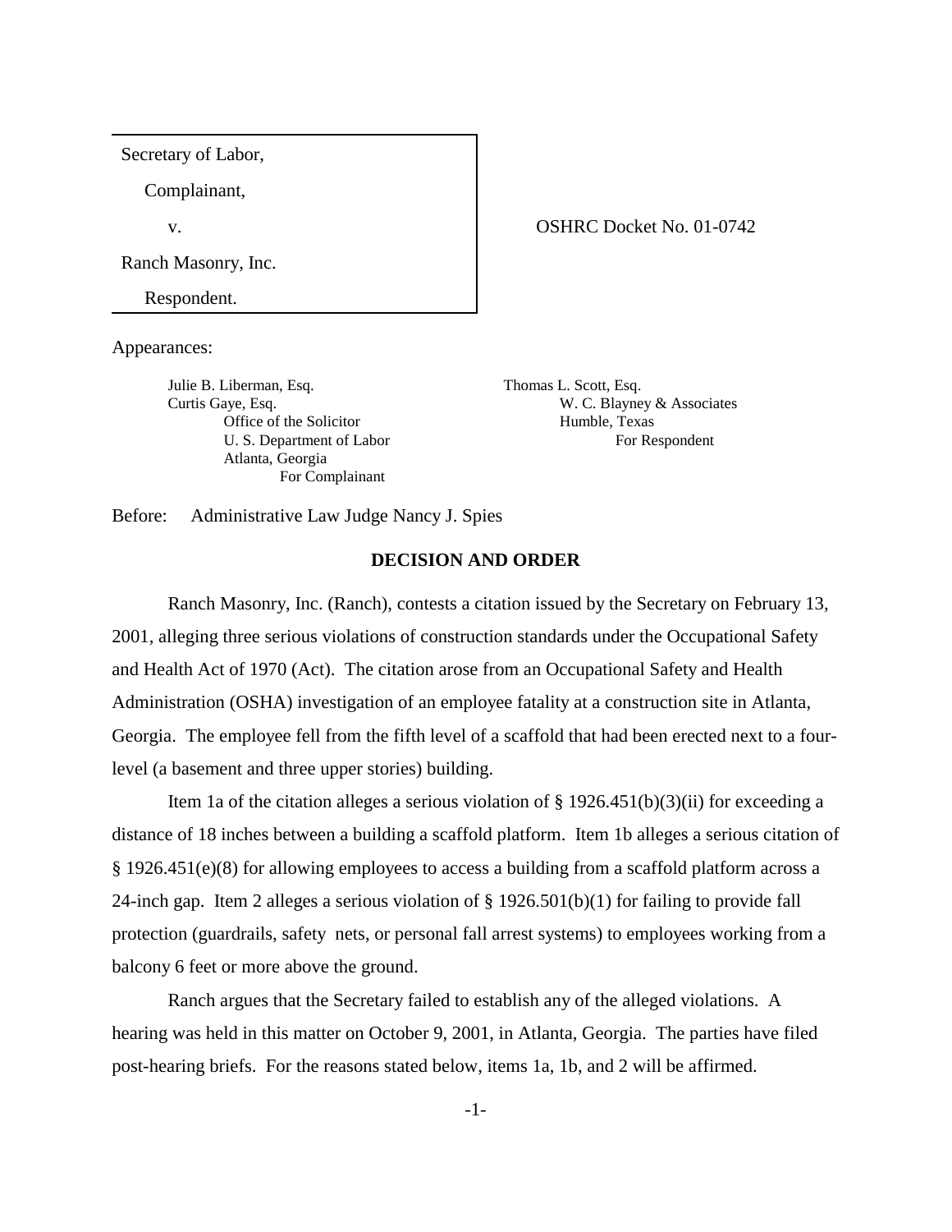| Secretary of Labor, | |
|---|---|
| Complainant, | |
| v. | OSHRC Docket No. 01-0742 |
| Ranch Masonry, Inc. | |
| Respondent. | |

Appearances:

Julie B. Liberman, Esq.
Curtis Gaye, Esq.
Office of the Solicitor
U. S. Department of Labor
Atlanta, Georgia
For Complainant

Thomas L. Scott, Esq.
W. C. Blayney & Associates
Humble, Texas
For Respondent

Before: Administrative Law Judge Nancy J. Spies

## DECISION AND ORDER

Ranch Masonry, Inc. (Ranch), contests a citation issued by the Secretary on February 13, 2001, alleging three serious violations of construction standards under the Occupational Safety and Health Act of 1970 (Act). The citation arose from an Occupational Safety and Health Administration (OSHA) investigation of an employee fatality at a construction site in Atlanta, Georgia. The employee fell from the fifth level of a scaffold that had been erected next to a four-level (a basement and three upper stories) building.

Item 1a of the citation alleges a serious violation of § 1926.451(b)(3)(ii) for exceeding a distance of 18 inches between a building a scaffold platform. Item 1b alleges a serious citation of § 1926.451(e)(8) for allowing employees to access a building from a scaffold platform across a 24-inch gap. Item 2 alleges a serious violation of § 1926.501(b)(1) for failing to provide fall protection (guardrails, safety nets, or personal fall arrest systems) to employees working from a balcony 6 feet or more above the ground.

Ranch argues that the Secretary failed to establish any of the alleged violations. A hearing was held in this matter on October 9, 2001, in Atlanta, Georgia. The parties have filed post-hearing briefs. For the reasons stated below, items 1a, 1b, and 2 will be affirmed.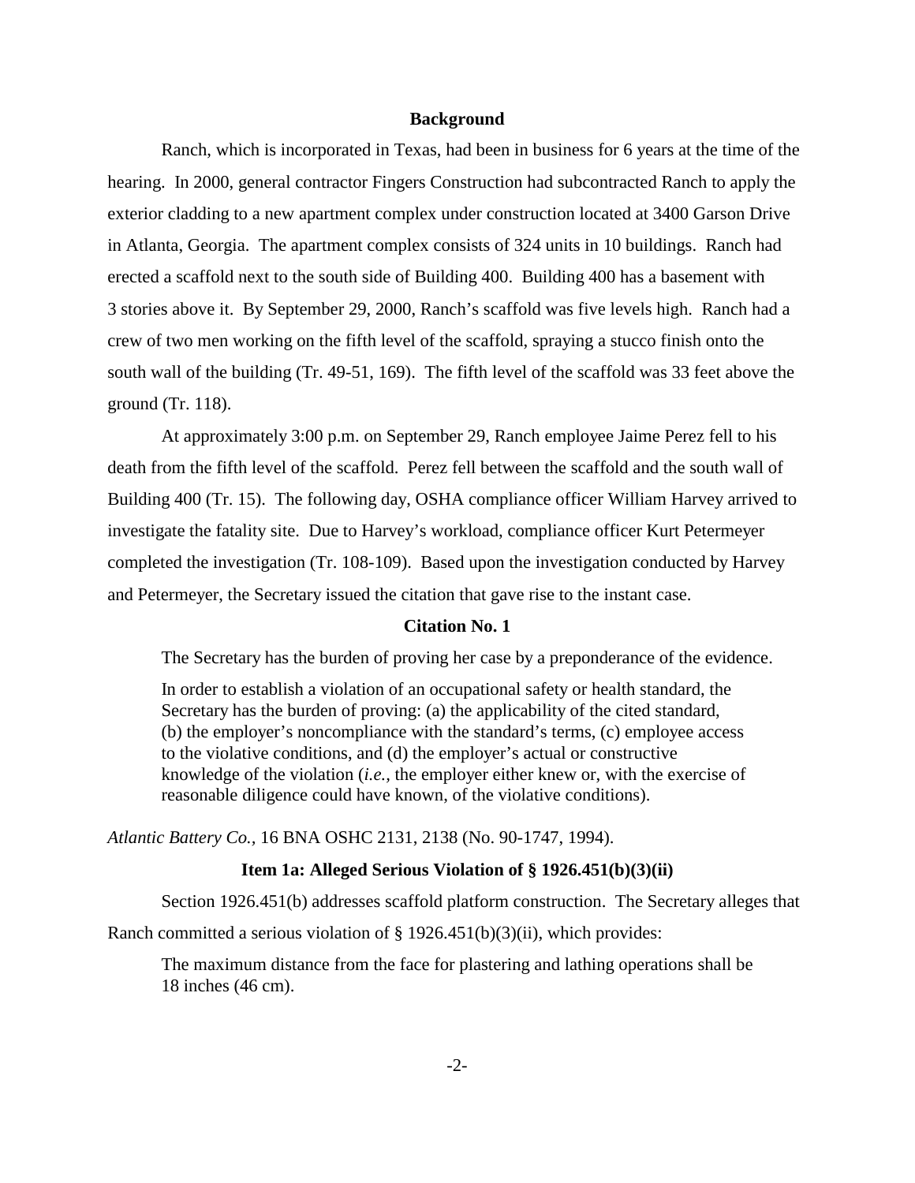## Background

Ranch, which is incorporated in Texas, had been in business for 6 years at the time of the hearing. In 2000, general contractor Fingers Construction had subcontracted Ranch to apply the exterior cladding to a new apartment complex under construction located at 3400 Garson Drive in Atlanta, Georgia. The apartment complex consists of 324 units in 10 buildings. Ranch had erected a scaffold next to the south side of Building 400. Building 400 has a basement with 3 stories above it. By September 29, 2000, Ranch's scaffold was five levels high. Ranch had a crew of two men working on the fifth level of the scaffold, spraying a stucco finish onto the south wall of the building (Tr. 49-51, 169). The fifth level of the scaffold was 33 feet above the ground (Tr. 118).

At approximately 3:00 p.m. on September 29, Ranch employee Jaime Perez fell to his death from the fifth level of the scaffold. Perez fell between the scaffold and the south wall of Building 400 (Tr. 15). The following day, OSHA compliance officer William Harvey arrived to investigate the fatality site. Due to Harvey's workload, compliance officer Kurt Petermeyer completed the investigation (Tr. 108-109). Based upon the investigation conducted by Harvey and Petermeyer, the Secretary issued the citation that gave rise to the instant case.

## Citation No. 1

The Secretary has the burden of proving her case by a preponderance of the evidence.

> In order to establish a violation of an occupational safety or health standard, the Secretary has the burden of proving: (a) the applicability of the cited standard, (b) the employer's noncompliance with the standard's terms, (c) employee access to the violative conditions, and (d) the employer's actual or constructive knowledge of the violation (*i.e.*, the employer either knew or, with the exercise of reasonable diligence could have known, of the violative conditions).

*Atlantic Battery Co.*, 16 BNA OSHC 2131, 2138 (No. 90-1747, 1994).

### Item 1a: Alleged Serious Violation of § 1926.451(b)(3)(ii)

Section 1926.451(b) addresses scaffold platform construction. The Secretary alleges that Ranch committed a serious violation of § 1926.451(b)(3)(ii), which provides:

> The maximum distance from the face for plastering and lathing operations shall be 18 inches (46 cm).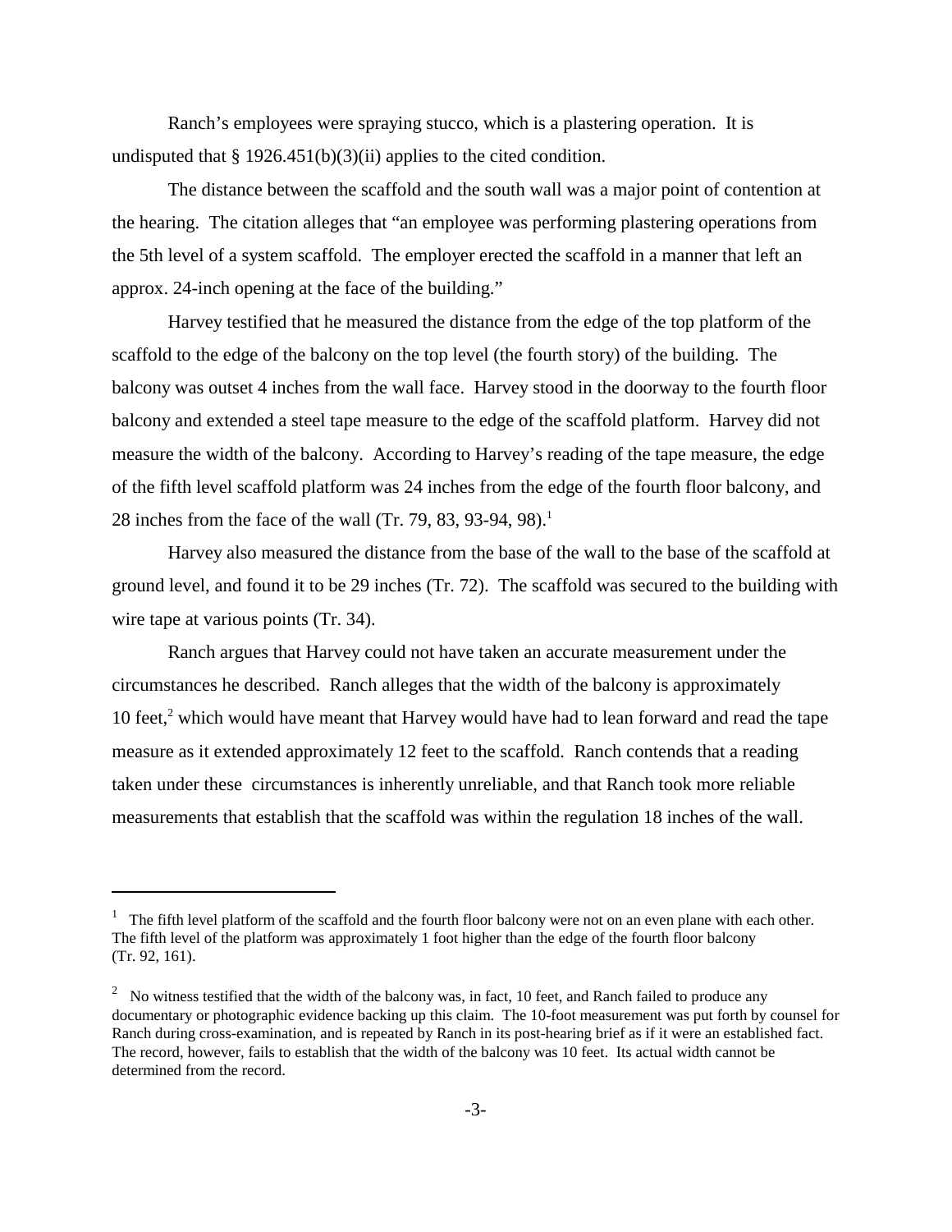Ranch's employees were spraying stucco, which is a plastering operation. It is undisputed that § 1926.451(b)(3)(ii) applies to the cited condition.

The distance between the scaffold and the south wall was a major point of contention at the hearing. The citation alleges that "an employee was performing plastering operations from the 5th level of a system scaffold. The employer erected the scaffold in a manner that left an approx. 24-inch opening at the face of the building."

Harvey testified that he measured the distance from the edge of the top platform of the scaffold to the edge of the balcony on the top level (the fourth story) of the building. The balcony was outset 4 inches from the wall face. Harvey stood in the doorway to the fourth floor balcony and extended a steel tape measure to the edge of the scaffold platform. Harvey did not measure the width of the balcony. According to Harvey's reading of the tape measure, the edge of the fifth level scaffold platform was 24 inches from the edge of the fourth floor balcony, and 28 inches from the face of the wall (Tr. 79, 83, 93-94, 98).[1]

Harvey also measured the distance from the base of the wall to the base of the scaffold at ground level, and found it to be 29 inches (Tr. 72). The scaffold was secured to the building with wire tape at various points (Tr. 34).

Ranch argues that Harvey could not have taken an accurate measurement under the circumstances he described. Ranch alleges that the width of the balcony is approximately 10 feet,[2] which would have meant that Harvey would have had to lean forward and read the tape measure as it extended approximately 12 feet to the scaffold. Ranch contends that a reading taken under these circumstances is inherently unreliable, and that Ranch took more reliable measurements that establish that the scaffold was within the regulation 18 inches of the wall.

---

[1] The fifth level platform of the scaffold and the fourth floor balcony were not on an even plane with each other. The fifth level of the platform was approximately 1 foot higher than the edge of the fourth floor balcony (Tr. 92, 161).

[2] No witness testified that the width of the balcony was, in fact, 10 feet, and Ranch failed to produce any documentary or photographic evidence backing up this claim. The 10-foot measurement was put forth by counsel for Ranch during cross-examination, and is repeated by Ranch in its post-hearing brief as if it were an established fact. The record, however, fails to establish that the width of the balcony was 10 feet. Its actual width cannot be determined from the record.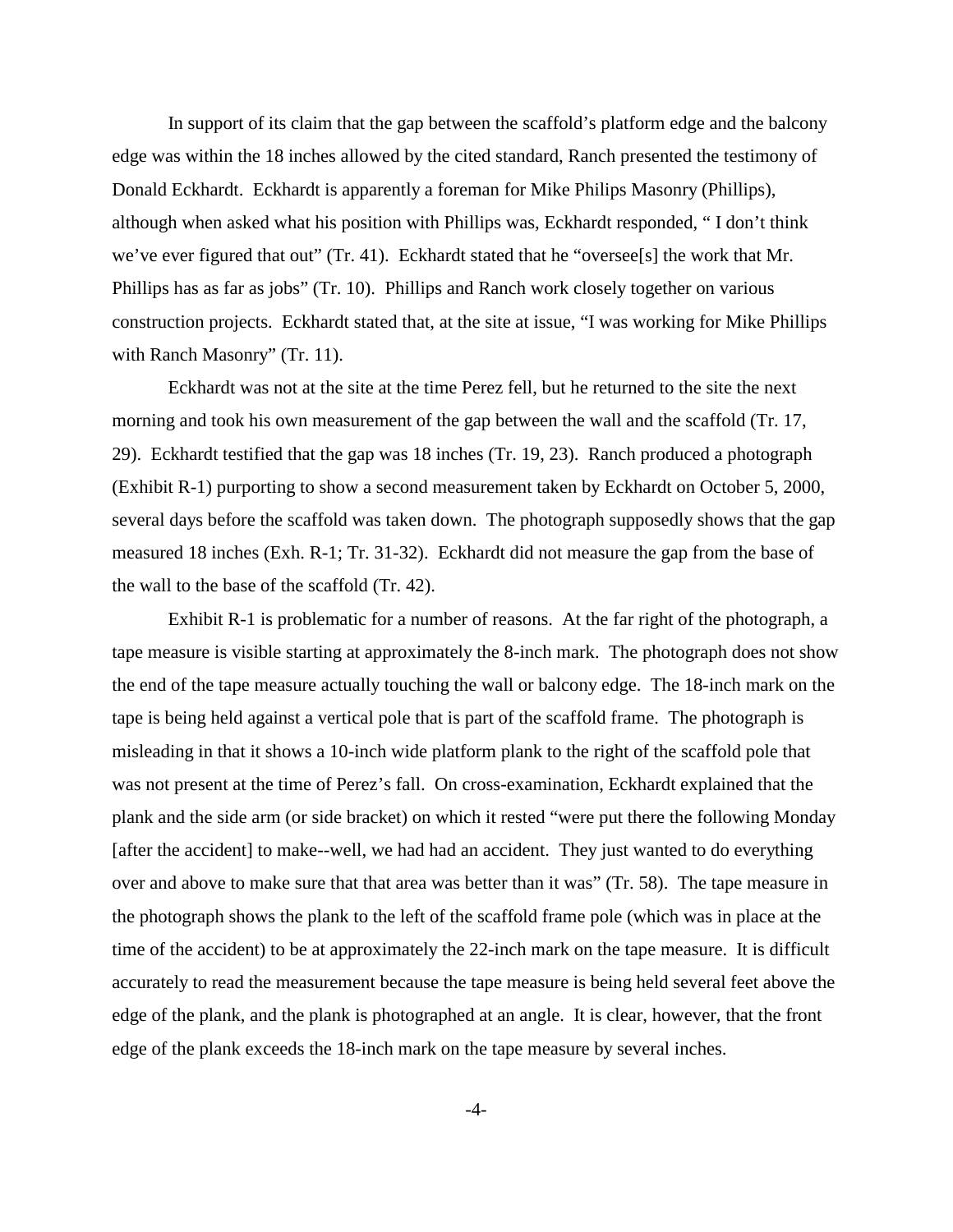In support of its claim that the gap between the scaffold's platform edge and the balcony edge was within the 18 inches allowed by the cited standard, Ranch presented the testimony of Donald Eckhardt. Eckhardt is apparently a foreman for Mike Philips Masonry (Phillips), although when asked what his position with Phillips was, Eckhardt responded, " I don't think we've ever figured that out" (Tr. 41). Eckhardt stated that he "oversee[s] the work that Mr. Phillips has as far as jobs" (Tr. 10). Phillips and Ranch work closely together on various construction projects. Eckhardt stated that, at the site at issue, "I was working for Mike Phillips with Ranch Masonry" (Tr. 11).

Eckhardt was not at the site at the time Perez fell, but he returned to the site the next morning and took his own measurement of the gap between the wall and the scaffold (Tr. 17, 29). Eckhardt testified that the gap was 18 inches (Tr. 19, 23). Ranch produced a photograph (Exhibit R-1) purporting to show a second measurement taken by Eckhardt on October 5, 2000, several days before the scaffold was taken down. The photograph supposedly shows that the gap measured 18 inches (Exh. R-1; Tr. 31-32). Eckhardt did not measure the gap from the base of the wall to the base of the scaffold (Tr. 42).

Exhibit R-1 is problematic for a number of reasons. At the far right of the photograph, a tape measure is visible starting at approximately the 8-inch mark. The photograph does not show the end of the tape measure actually touching the wall or balcony edge. The 18-inch mark on the tape is being held against a vertical pole that is part of the scaffold frame. The photograph is misleading in that it shows a 10-inch wide platform plank to the right of the scaffold pole that was not present at the time of Perez's fall. On cross-examination, Eckhardt explained that the plank and the side arm (or side bracket) on which it rested "were put there the following Monday [after the accident] to make--well, we had had an accident. They just wanted to do everything over and above to make sure that that area was better than it was" (Tr. 58). The tape measure in the photograph shows the plank to the left of the scaffold frame pole (which was in place at the time of the accident) to be at approximately the 22-inch mark on the tape measure. It is difficult accurately to read the measurement because the tape measure is being held several feet above the edge of the plank, and the plank is photographed at an angle. It is clear, however, that the front edge of the plank exceeds the 18-inch mark on the tape measure by several inches.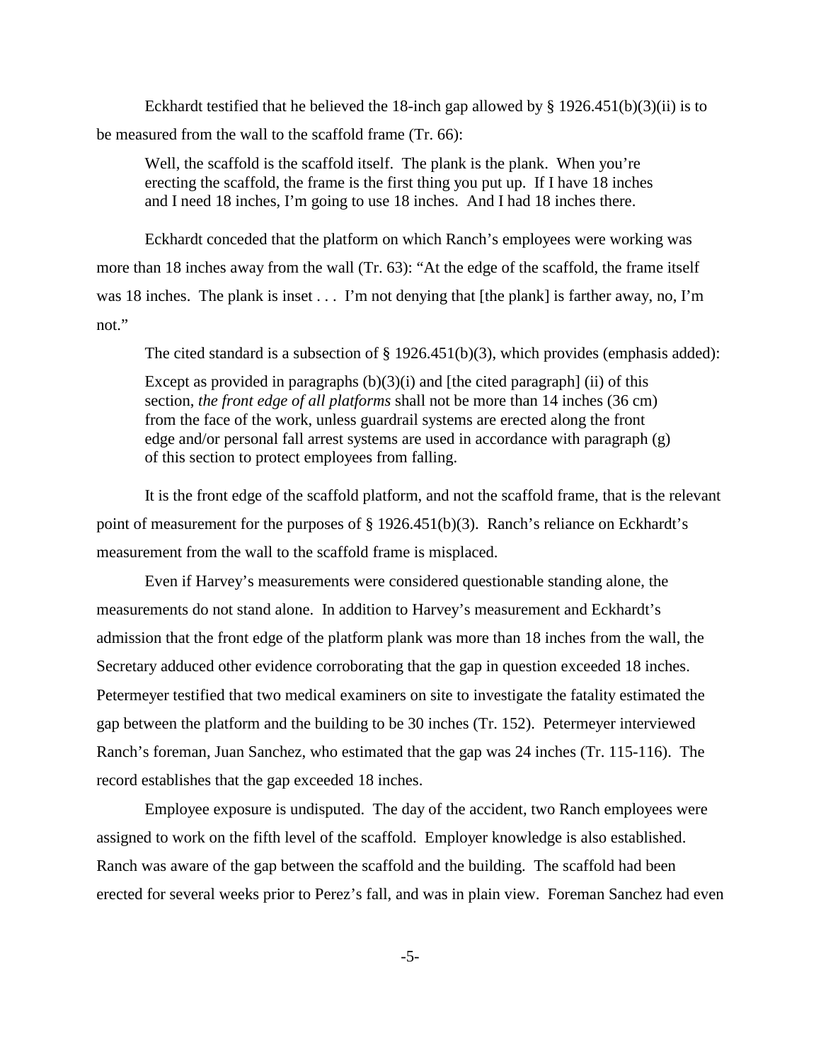Eckhardt testified that he believed the 18-inch gap allowed by § 1926.451(b)(3)(ii) is to be measured from the wall to the scaffold frame (Tr. 66):

> Well, the scaffold is the scaffold itself. The plank is the plank. When you're erecting the scaffold, the frame is the first thing you put up. If I have 18 inches and I need 18 inches, I'm going to use 18 inches. And I had 18 inches there.

Eckhardt conceded that the platform on which Ranch's employees were working was more than 18 inches away from the wall (Tr. 63): "At the edge of the scaffold, the frame itself was 18 inches. The plank is inset . . . I'm not denying that [the plank] is farther away, no, I'm not."

The cited standard is a subsection of § 1926.451(b)(3), which provides (emphasis added):

> Except as provided in paragraphs (b)(3)(i) and [the cited paragraph] (ii) of this section, *the front edge of all platforms* shall not be more than 14 inches (36 cm) from the face of the work, unless guardrail systems are erected along the front edge and/or personal fall arrest systems are used in accordance with paragraph (g) of this section to protect employees from falling.

It is the front edge of the scaffold platform, and not the scaffold frame, that is the relevant point of measurement for the purposes of § 1926.451(b)(3). Ranch's reliance on Eckhardt's measurement from the wall to the scaffold frame is misplaced.

Even if Harvey's measurements were considered questionable standing alone, the measurements do not stand alone. In addition to Harvey's measurement and Eckhardt's admission that the front edge of the platform plank was more than 18 inches from the wall, the Secretary adduced other evidence corroborating that the gap in question exceeded 18 inches. Petermeyer testified that two medical examiners on site to investigate the fatality estimated the gap between the platform and the building to be 30 inches (Tr. 152). Petermeyer interviewed Ranch's foreman, Juan Sanchez, who estimated that the gap was 24 inches (Tr. 115-116). The record establishes that the gap exceeded 18 inches.

Employee exposure is undisputed. The day of the accident, two Ranch employees were assigned to work on the fifth level of the scaffold. Employer knowledge is also established. Ranch was aware of the gap between the scaffold and the building. The scaffold had been erected for several weeks prior to Perez's fall, and was in plain view. Foreman Sanchez had even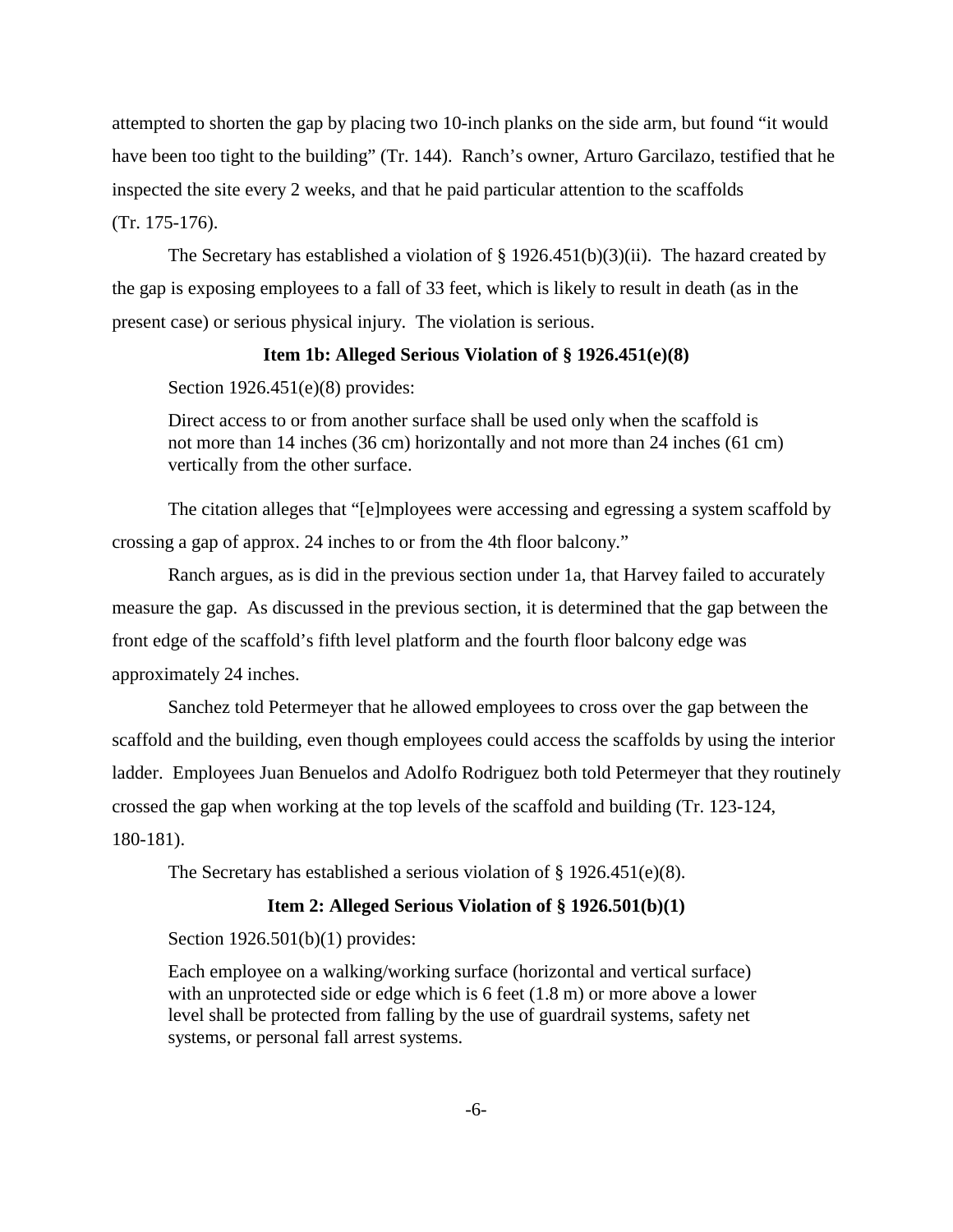attempted to shorten the gap by placing two 10-inch planks on the side arm, but found "it would have been too tight to the building" (Tr. 144). Ranch's owner, Arturo Garcilazo, testified that he inspected the site every 2 weeks, and that he paid particular attention to the scaffolds (Tr. 175-176).

The Secretary has established a violation of § 1926.451(b)(3)(ii). The hazard created by the gap is exposing employees to a fall of 33 feet, which is likely to result in death (as in the present case) or serious physical injury. The violation is serious.

**Item 1b: Alleged Serious Violation of § 1926.451(e)(8)**

Section 1926.451(e)(8) provides:

> Direct access to or from another surface shall be used only when the scaffold is not more than 14 inches (36 cm) horizontally and not more than 24 inches (61 cm) vertically from the other surface.

The citation alleges that "[e]mployees were accessing and egressing a system scaffold by crossing a gap of approx. 24 inches to or from the 4th floor balcony."

Ranch argues, as is did in the previous section under 1a, that Harvey failed to accurately measure the gap. As discussed in the previous section, it is determined that the gap between the front edge of the scaffold's fifth level platform and the fourth floor balcony edge was approximately 24 inches.

Sanchez told Petermeyer that he allowed employees to cross over the gap between the scaffold and the building, even though employees could access the scaffolds by using the interior ladder. Employees Juan Benuelos and Adolfo Rodriguez both told Petermeyer that they routinely crossed the gap when working at the top levels of the scaffold and building (Tr. 123-124, 180-181).

The Secretary has established a serious violation of § 1926.451(e)(8).

**Item 2: Alleged Serious Violation of § 1926.501(b)(1)**

Section 1926.501(b)(1) provides:

> Each employee on a walking/working surface (horizontal and vertical surface) with an unprotected side or edge which is 6 feet (1.8 m) or more above a lower level shall be protected from falling by the use of guardrail systems, safety net systems, or personal fall arrest systems.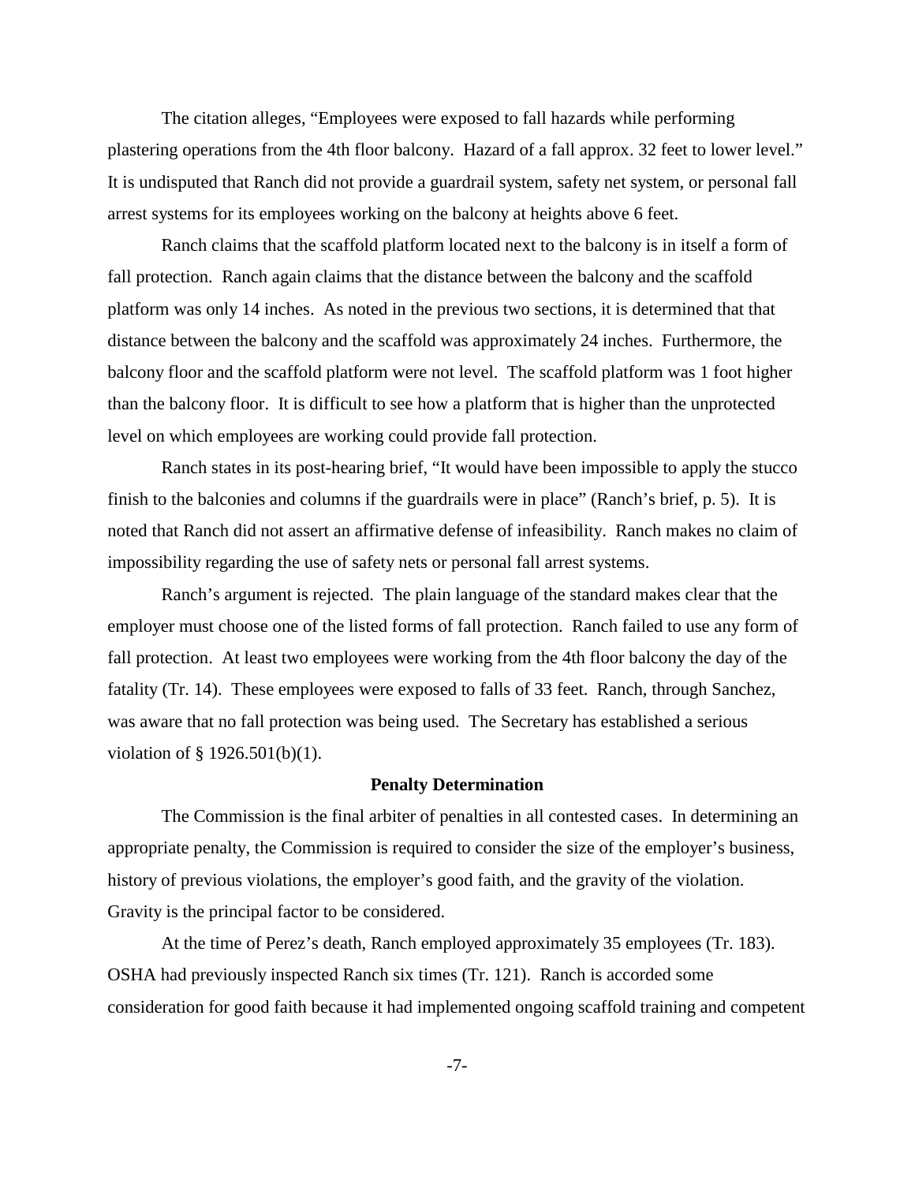The citation alleges, "Employees were exposed to fall hazards while performing plastering operations from the 4th floor balcony. Hazard of a fall approx. 32 feet to lower level." It is undisputed that Ranch did not provide a guardrail system, safety net system, or personal fall arrest systems for its employees working on the balcony at heights above 6 feet.

Ranch claims that the scaffold platform located next to the balcony is in itself a form of fall protection. Ranch again claims that the distance between the balcony and the scaffold platform was only 14 inches. As noted in the previous two sections, it is determined that that distance between the balcony and the scaffold was approximately 24 inches. Furthermore, the balcony floor and the scaffold platform were not level. The scaffold platform was 1 foot higher than the balcony floor. It is difficult to see how a platform that is higher than the unprotected level on which employees are working could provide fall protection.

Ranch states in its post-hearing brief, "It would have been impossible to apply the stucco finish to the balconies and columns if the guardrails were in place" (Ranch's brief, p. 5). It is noted that Ranch did not assert an affirmative defense of infeasibility. Ranch makes no claim of impossibility regarding the use of safety nets or personal fall arrest systems.

Ranch's argument is rejected. The plain language of the standard makes clear that the employer must choose one of the listed forms of fall protection. Ranch failed to use any form of fall protection. At least two employees were working from the 4th floor balcony the day of the fatality (Tr. 14). These employees were exposed to falls of 33 feet. Ranch, through Sanchez, was aware that no fall protection was being used. The Secretary has established a serious violation of § 1926.501(b)(1).

**Penalty Determination**

The Commission is the final arbiter of penalties in all contested cases. In determining an appropriate penalty, the Commission is required to consider the size of the employer's business, history of previous violations, the employer's good faith, and the gravity of the violation. Gravity is the principal factor to be considered.

At the time of Perez's death, Ranch employed approximately 35 employees (Tr. 183). OSHA had previously inspected Ranch six times (Tr. 121). Ranch is accorded some consideration for good faith because it had implemented ongoing scaffold training and competent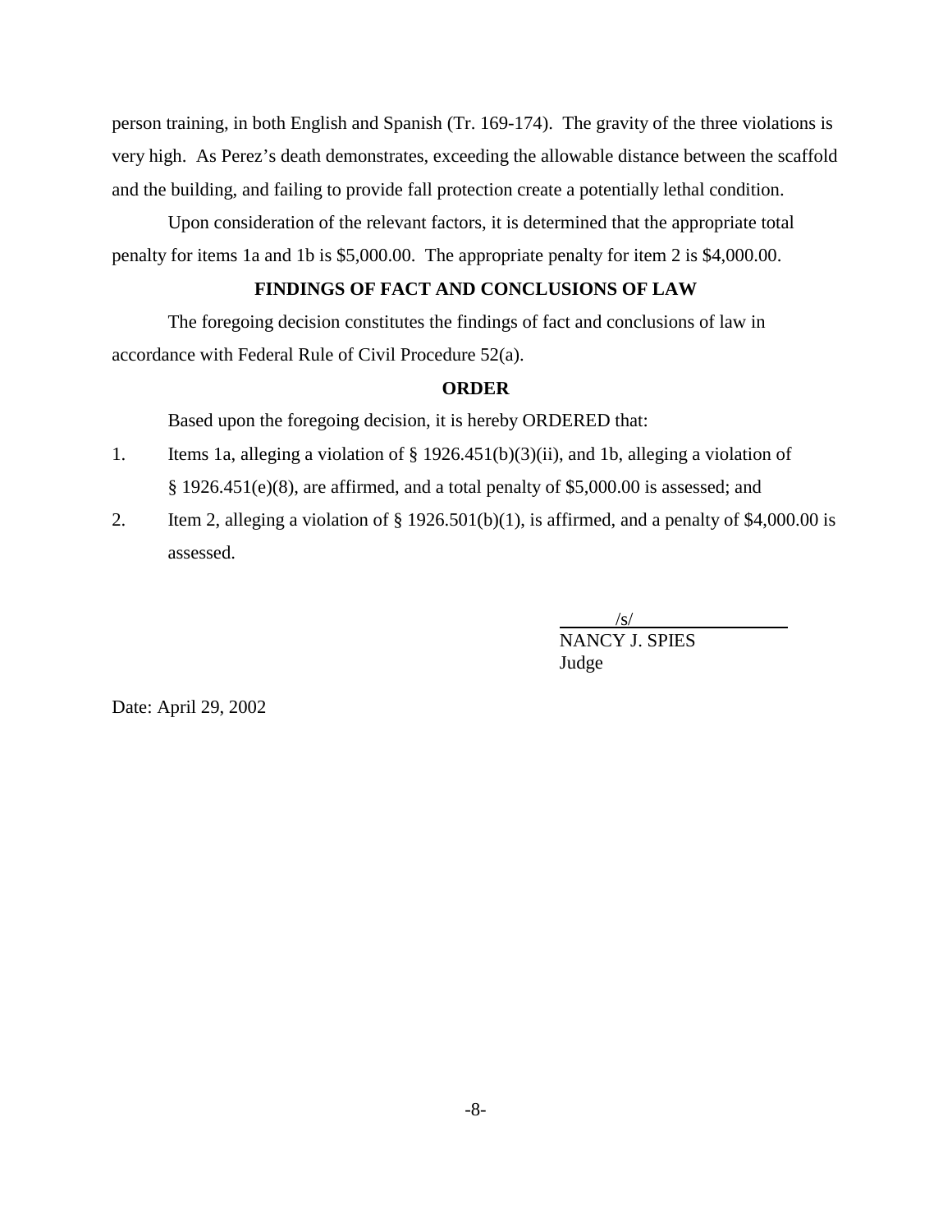person training, in both English and Spanish (Tr. 169-174). The gravity of the three violations is very high. As Perez's death demonstrates, exceeding the allowable distance between the scaffold and the building, and failing to provide fall protection create a potentially lethal condition.

Upon consideration of the relevant factors, it is determined that the appropriate total penalty for items 1a and 1b is $5,000.00. The appropriate penalty for item 2 is $4,000.00.

## FINDINGS OF FACT AND CONCLUSIONS OF LAW

The foregoing decision constitutes the findings of fact and conclusions of law in accordance with Federal Rule of Civil Procedure 52(a).

## ORDER

Based upon the foregoing decision, it is hereby ORDERED that:

1. Items 1a, alleging a violation of § 1926.451(b)(3)(ii), and 1b, alleging a violation of § 1926.451(e)(8), are affirmed, and a total penalty of $5,000.00 is assessed; and
2. Item 2, alleging a violation of § 1926.501(b)(1), is affirmed, and a penalty of $4,000.00 is assessed.

/s/
NANCY J. SPIES
Judge

Date: April 29, 2002